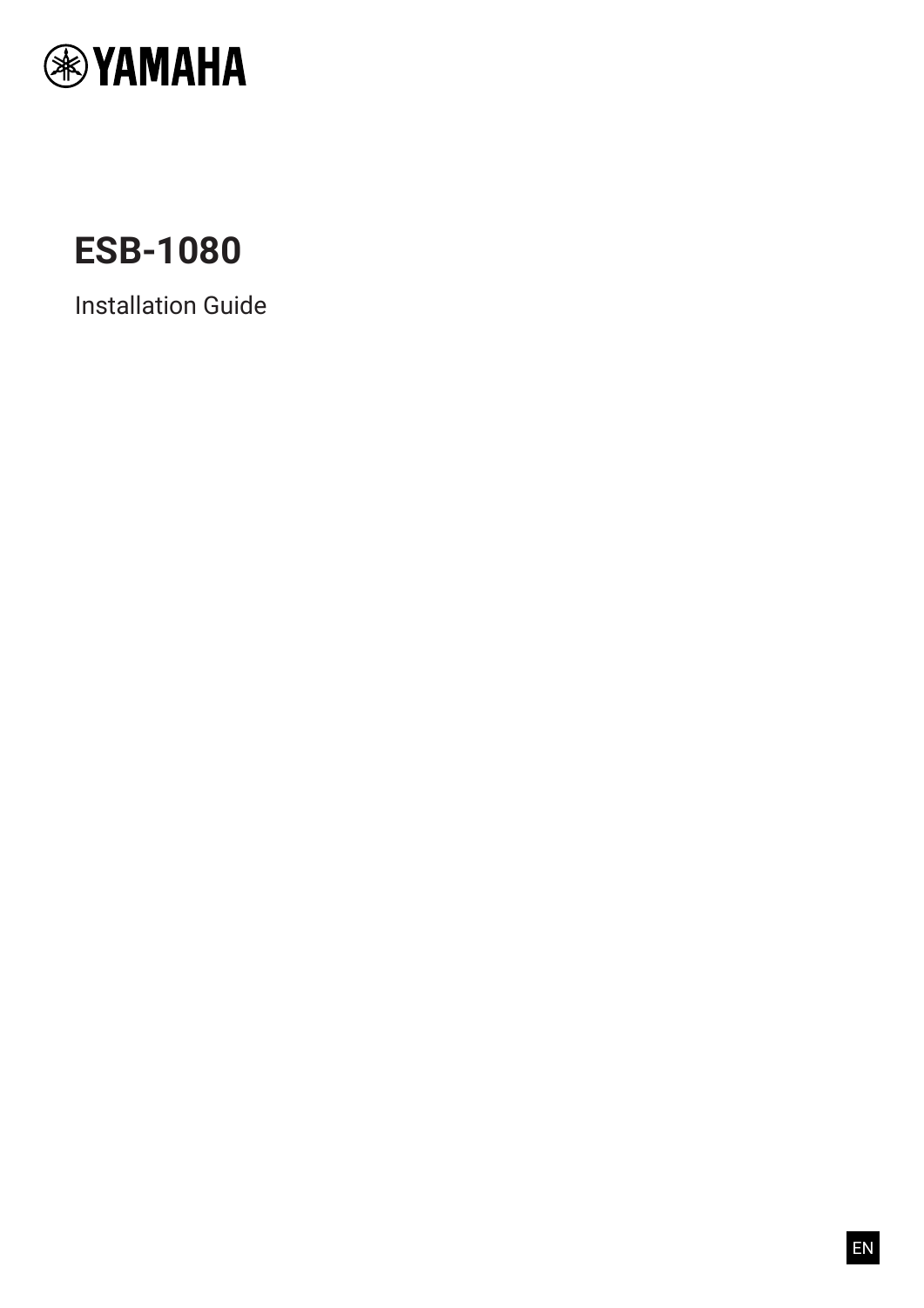YAMAHA

# ESB-1080

Installation Guide

EN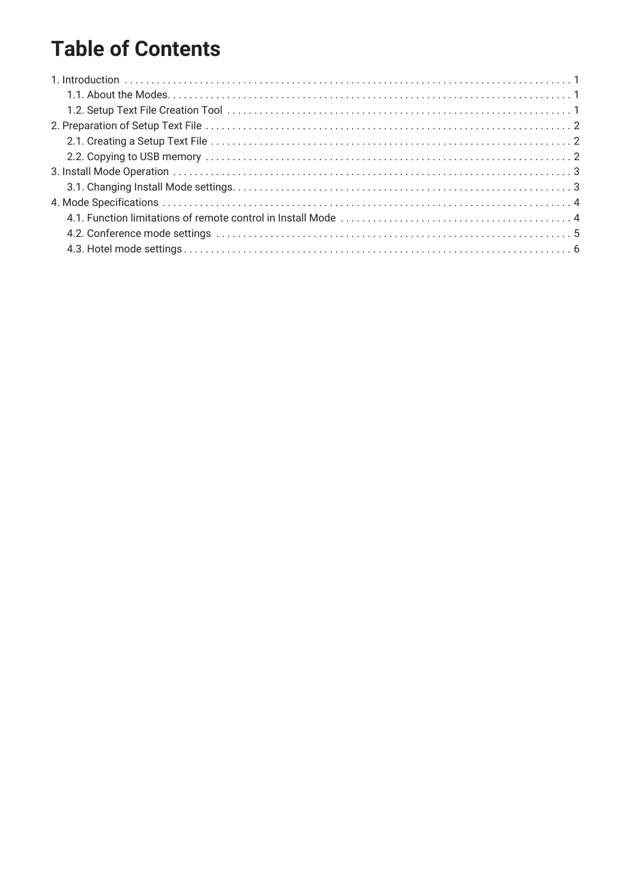# Table of Contents

1. Introduction . . . . . . . . . . . . . . . . . . . . . . . . . . . . . . . . . . . . . . . . . . . . . . . . . . . . . . . . . . . . . . . . . . . . . . . . . . . . . . . . 1
   - 1.1. About the Modes. . . . . . . . . . . . . . . . . . . . . . . . . . . . . . . . . . . . . . . . . . . . . . . . . . . . . . . . . . . . . . . . . . . . . . . . . . . 1
   - 1.2. Setup Text File Creation Tool . . . . . . . . . . . . . . . . . . . . . . . . . . . . . . . . . . . . . . . . . . . . . . . . . . . . . . . . . . . . . . . . . 1
2. Preparation of Setup Text File . . . . . . . . . . . . . . . . . . . . . . . . . . . . . . . . . . . . . . . . . . . . . . . . . . . . . . . . . . . . . . . . . . . 2
   - 2.1. Creating a Setup Text File . . . . . . . . . . . . . . . . . . . . . . . . . . . . . . . . . . . . . . . . . . . . . . . . . . . . . . . . . . . . . . . . . . . 2
   - 2.2. Copying to USB memory . . . . . . . . . . . . . . . . . . . . . . . . . . . . . . . . . . . . . . . . . . . . . . . . . . . . . . . . . . . . . . . . . . . . 2
3. Install Mode Operation . . . . . . . . . . . . . . . . . . . . . . . . . . . . . . . . . . . . . . . . . . . . . . . . . . . . . . . . . . . . . . . . . . . . . . . 3
   - 3.1. Changing Install Mode settings. . . . . . . . . . . . . . . . . . . . . . . . . . . . . . . . . . . . . . . . . . . . . . . . . . . . . . . . . . . . . . . 3
4. Mode Specifications . . . . . . . . . . . . . . . . . . . . . . . . . . . . . . . . . . . . . . . . . . . . . . . . . . . . . . . . . . . . . . . . . . . . . . . . . 4
   - 4.1. Function limitations of remote control in Install Mode . . . . . . . . . . . . . . . . . . . . . . . . . . . . . . . . . . . . . . . . . . . 4
   - 4.2. Conference mode settings . . . . . . . . . . . . . . . . . . . . . . . . . . . . . . . . . . . . . . . . . . . . . . . . . . . . . . . . . . . . . . . . . . 5
   - 4.3. Hotel mode settings . . . . . . . . . . . . . . . . . . . . . . . . . . . . . . . . . . . . . . . . . . . . . . . . . . . . . . . . . . . . . . . . . . . . . . . 6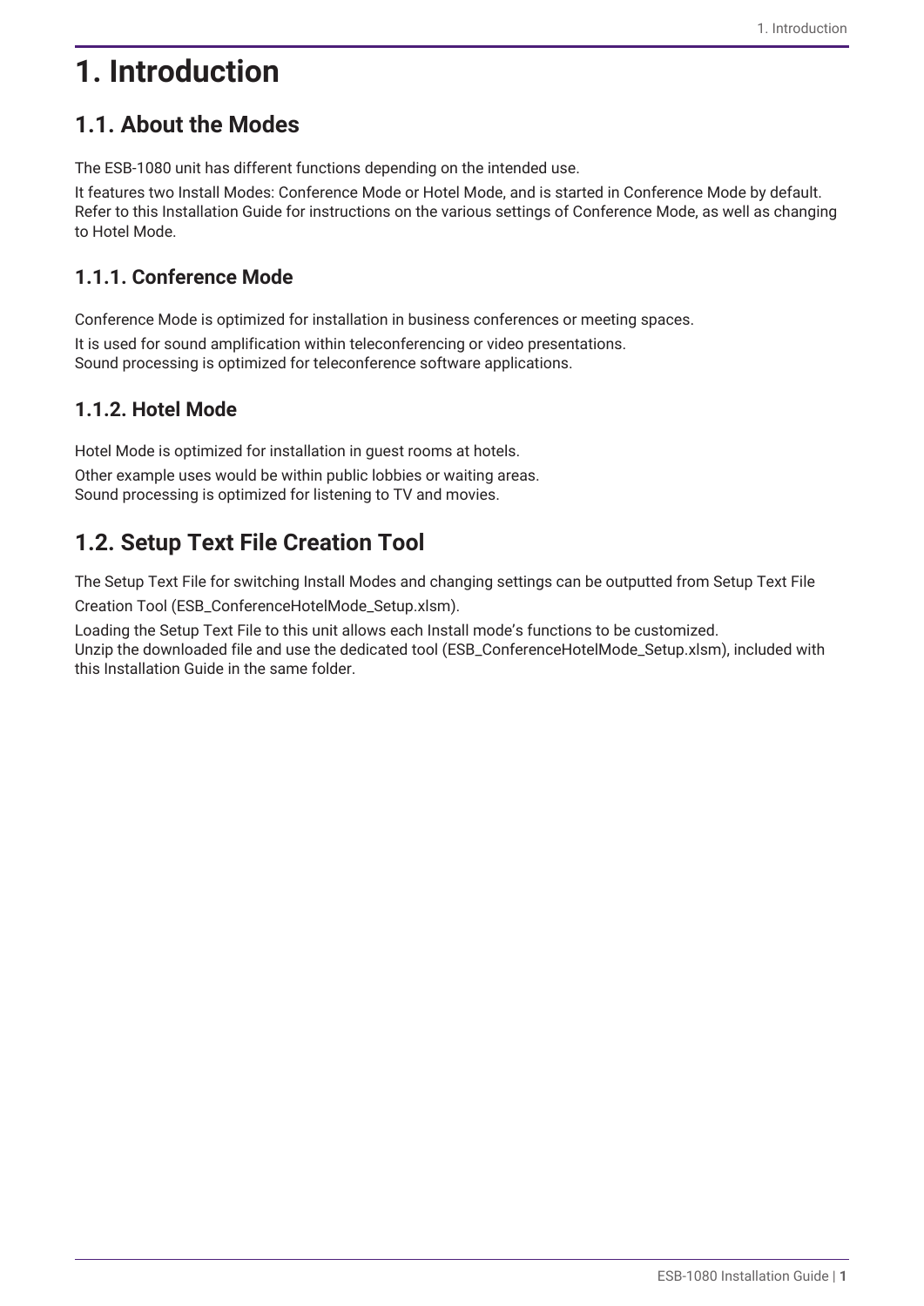# 1. Introduction

## 1.1. About the Modes

The ESB-1080 unit has different functions depending on the intended use.

It features two Install Modes: Conference Mode or Hotel Mode, and is started in Conference Mode by default.
Refer to this Installation Guide for instructions on the various settings of Conference Mode, as well as changing to Hotel Mode.

### 1.1.1. Conference Mode

Conference Mode is optimized for installation in business conferences or meeting spaces.

It is used for sound amplification within teleconferencing or video presentations.
Sound processing is optimized for teleconference software applications.

### 1.1.2. Hotel Mode

Hotel Mode is optimized for installation in guest rooms at hotels.

Other example uses would be within public lobbies or waiting areas.
Sound processing is optimized for listening to TV and movies.

## 1.2. Setup Text File Creation Tool

The Setup Text File for switching Install Modes and changing settings can be outputted from Setup Text File Creation Tool (ESB_ConferenceHotelMode_Setup.xlsm).

Loading the Setup Text File to this unit allows each Install mode's functions to be customized.
Unzip the downloaded file and use the dedicated tool (ESB_ConferenceHotelMode_Setup.xlsm), included with this Installation Guide in the same folder.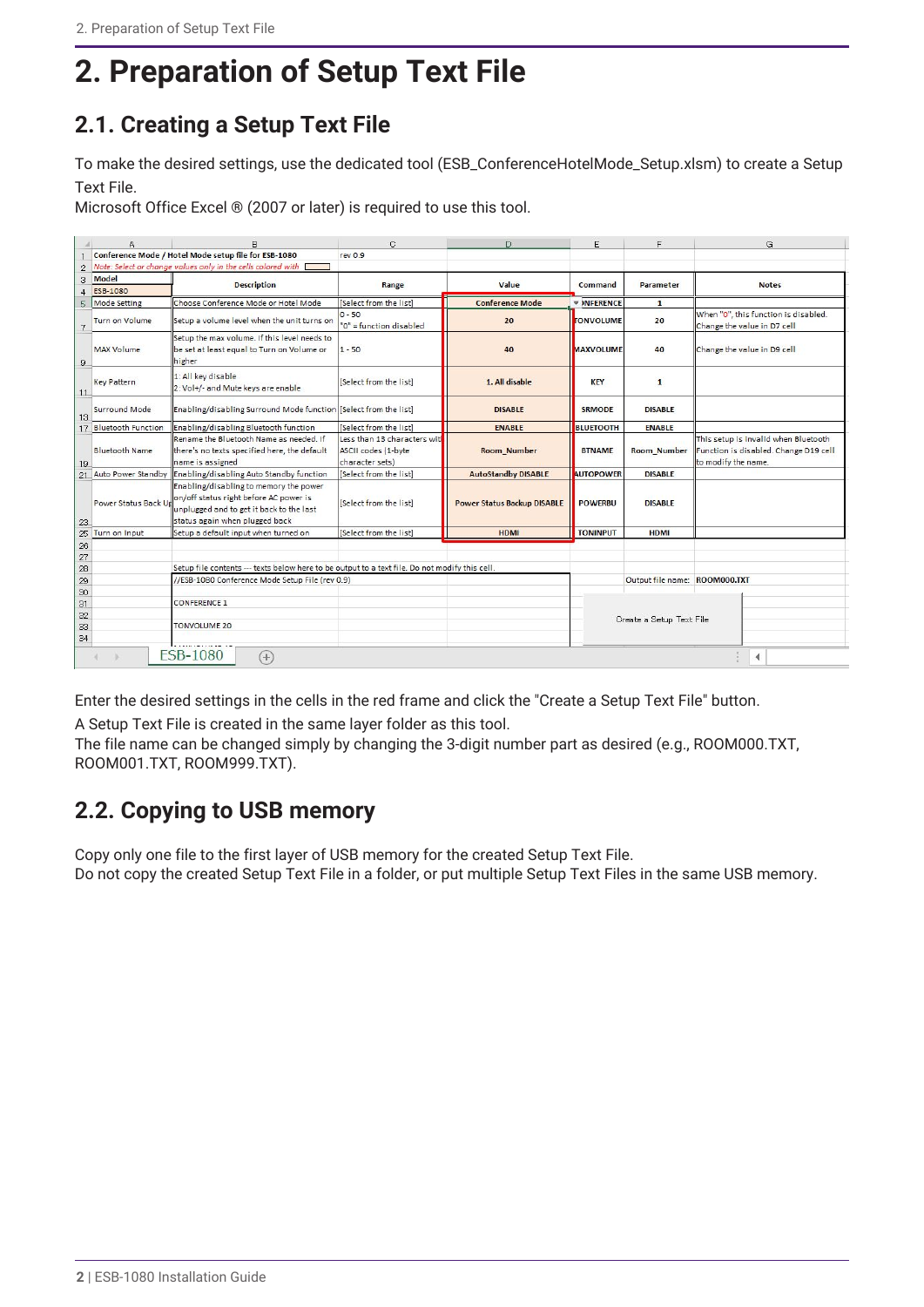# 2. Preparation of Setup Text File

## 2.1. Creating a Setup Text File

To make the desired settings, use the dedicated tool (ESB_ConferenceHotelMode_Setup.xlsm) to create a Setup Text File.
Microsoft Office Excel ® (2007 or later) is required to use this tool.

| Conference Mode / Hotel Mode setup file for ESB-1080 | rev 0.9 | | | | | |
|---|---|---|---|---|---|---|
| *Note: Select or change values only in the cells colored with* | | | | | | |
| **Model** ESB-1080 | **Description** | **Range** | **Value** | **Command** | **Parameter** | **Notes** |
| Mode Setting | Choose Conference Mode or Hotel Mode | [Select from the list] | **Conference Mode** | **CONFERENCE** | **1** | |
| Turn on Volume | Setup a volume level when the unit turns on | 0 - 50 "0" = function disabled | **20** | **TONVOLUME** | **20** | When "0", this function is disabled. Change the value in D7 cell |
| MAX Volume | Setup the max volume. If this level needs to be set at least equal to Turn on Volume or higher | 1 - 50 | **40** | **MAXVOLUME** | **40** | Change the value in D9 cell |
| Key Pattern | 1: All key disable 2: Vol+/- and Mute keys are enable | [Select from the list] | **1. All disable** | **KEY** | **1** | |
| Surround Mode | Enabling/disabling Surround Mode function | [Select from the list] | **DISABLE** | **SRMODE** | **DISABLE** | |
| Bluetooth Function | Enabling/disabling Bluetooth function | [Select from the list] | **ENABLE** | **BLUETOOTH** | **ENABLE** | |
| Bluetooth Name | Rename the Bluetooth Name as needed. If there's no texts specified here, the default name is assigned | Less than 13 characters with ASCII codes (1-byte character sets) | **Room_Number** | **BTNAME** | **Room_Number** | This setup is invalid when Bluetooth Function is disabled. Change D19 cell to modify the name. |
| Auto Power Standby | Enabling/disabling Auto Standby function | [Select from the list] | **AutoStandby DISABLE** | **AUTOPOWER** | **DISABLE** | |
| Power Status Back Up | Enabling/disabling to memory the power on/off status right before AC power is unplugged and to get it back to the last status again when plugged back | [Select from the list] | **Power Status Backup DISABLE** | **POWERBU** | **DISABLE** | |
| Turn on Input | Setup a default input when turned on | [Select from the list] | **HDMI** | **TONINPUT** | **HDMI** | |
| | Setup file contents --- texts below here to be output to a text file. Do not modify this cell. | | | | | |
| | //ESB-1080 Conference Mode Setup File (rev 0.9) | | | | Output file name: | **ROOM000.TXT** |
| | CONFERENCE 1 | | | | | |
| | TONVOLUME 20 | | | | Create a Setup Text File | |

Enter the desired settings in the cells in the red frame and click the "Create a Setup Text File" button.

A Setup Text File is created in the same layer folder as this tool.
The file name can be changed simply by changing the 3-digit number part as desired (e.g., ROOM000.TXT, ROOM001.TXT, ROOM999.TXT).

## 2.2. Copying to USB memory

Copy only one file to the first layer of USB memory for the created Setup Text File.
Do not copy the created Setup Text File in a folder, or put multiple Setup Text Files in the same USB memory.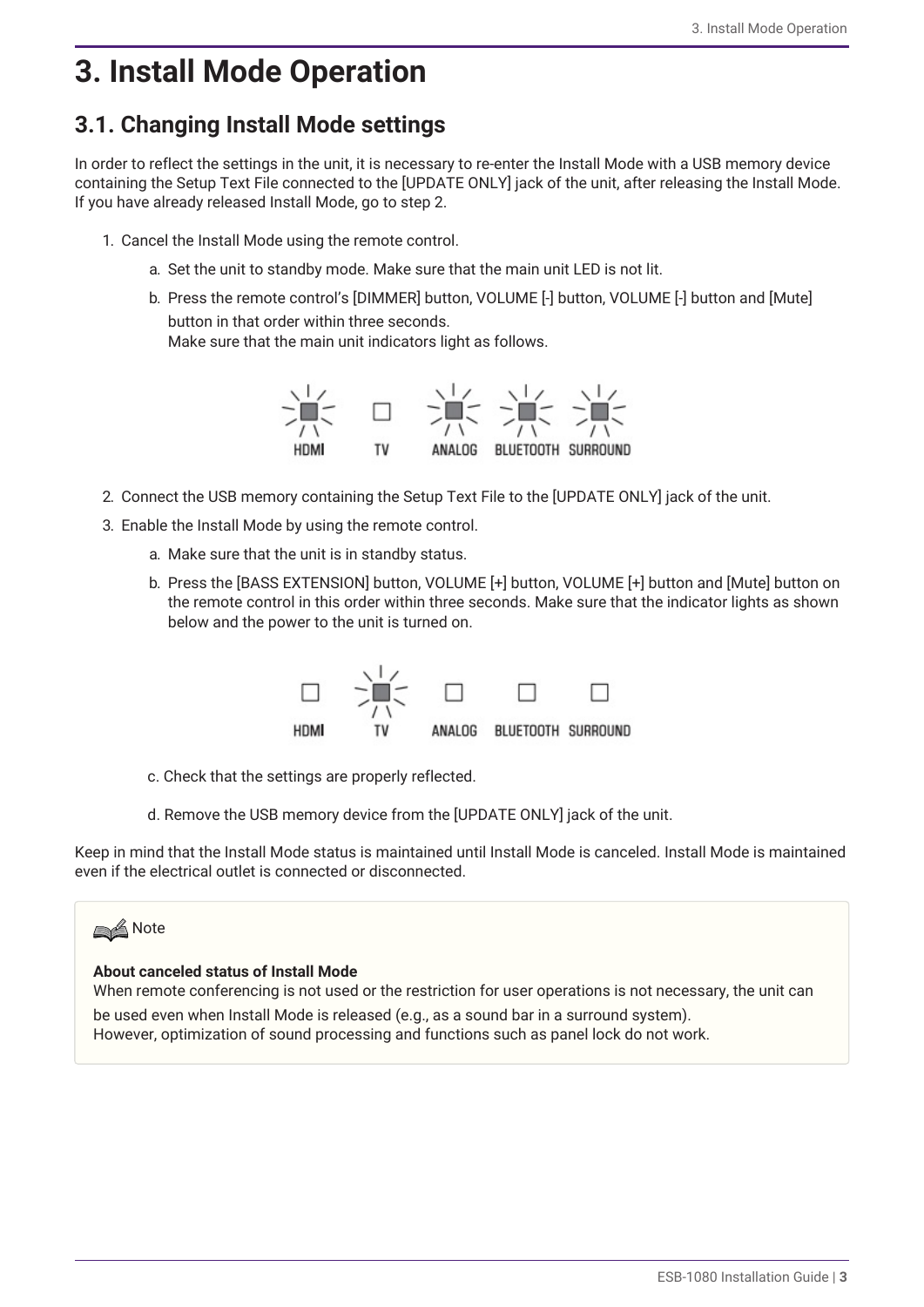# 3. Install Mode Operation

## 3.1. Changing Install Mode settings

In order to reflect the settings in the unit, it is necessary to re-enter the Install Mode with a USB memory device containing the Setup Text File connected to the [UPDATE ONLY] jack of the unit, after releasing the Install Mode. If you have already released Install Mode, go to step 2.

1. Cancel the Install Mode using the remote control.
   a. Set the unit to standby mode. Make sure that the main unit LED is not lit.
   b. Press the remote control's [DIMMER] button, VOLUME [-] button, VOLUME [-] button and [Mute] button in that order within three seconds.
   Make sure that the main unit indicators light as follows.

   HDMI TV ANALOG BLUETOOTH SURROUND

2. Connect the USB memory containing the Setup Text File to the [UPDATE ONLY] jack of the unit.
3. Enable the Install Mode by using the remote control.
   a. Make sure that the unit is in standby status.
   b. Press the [BASS EXTENSION] button, VOLUME [+] button, VOLUME [+] button and [Mute] button on the remote control in this order within three seconds. Make sure that the indicator lights as shown below and the power to the unit is turned on.

   HDMI TV ANALOG BLUETOOTH SURROUND

   c. Check that the settings are properly reflected.
   d. Remove the USB memory device from the [UPDATE ONLY] jack of the unit.

Keep in mind that the Install Mode status is maintained until Install Mode is canceled. Install Mode is maintained even if the electrical outlet is connected or disconnected.

> Note
>
> **About canceled status of Install Mode**
> When remote conferencing is not used or the restriction for user operations is not necessary, the unit can be used even when Install Mode is released (e.g., as a sound bar in a surround system).
> However, optimization of sound processing and functions such as panel lock do not work.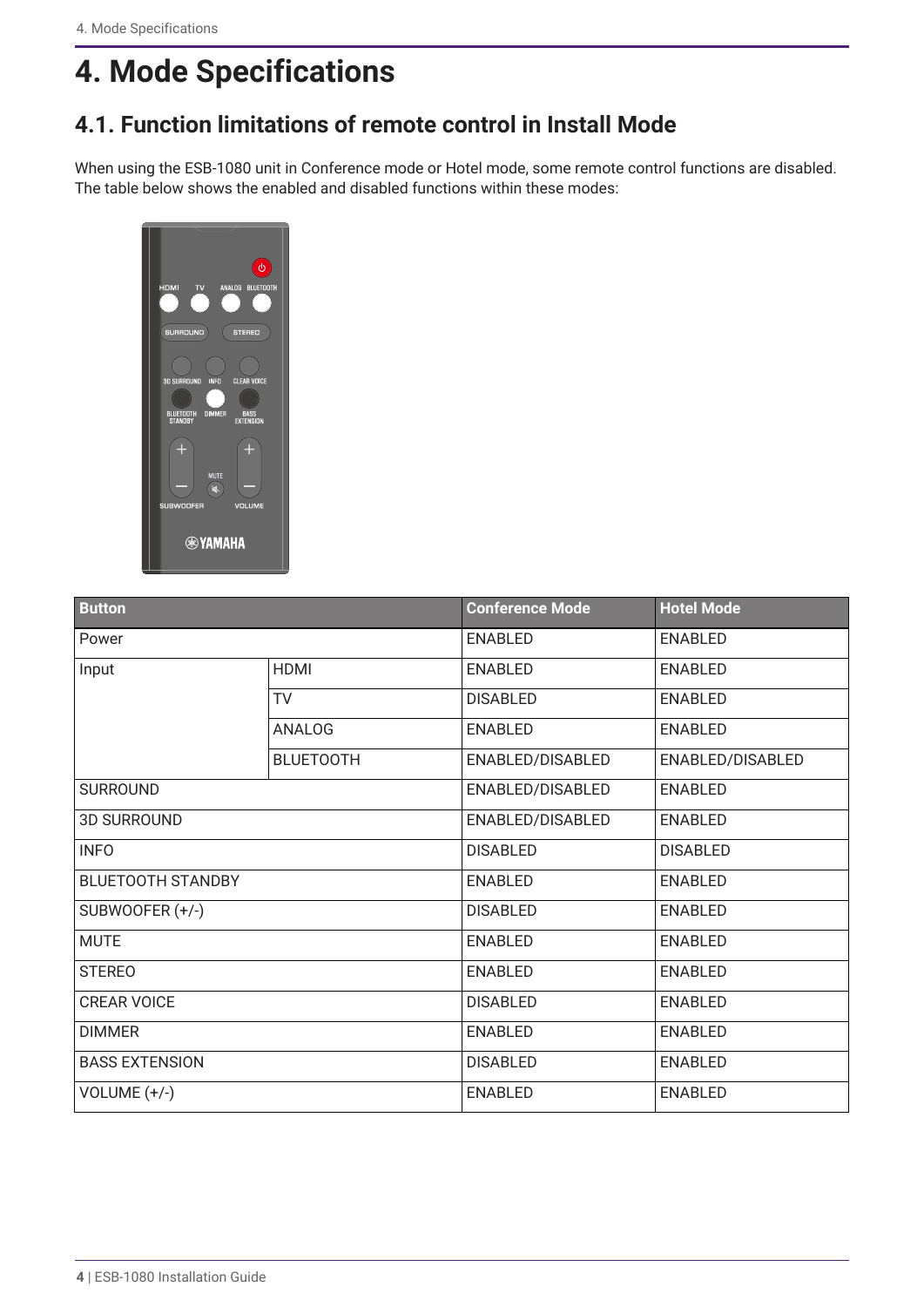# 4. Mode Specifications

## 4.1. Function limitations of remote control in Install Mode

When using the ESB-1080 unit in Conference mode or Hotel mode, some remote control functions are disabled. The table below shows the enabled and disabled functions within these modes:

| Button | | Conference Mode | Hotel Mode |
|---|---|---|---|
| Power | | ENABLED | ENABLED |
| Input | HDMI | ENABLED | ENABLED |
| | TV | DISABLED | ENABLED |
| | ANALOG | ENABLED | ENABLED |
| | BLUETOOTH | ENABLED/DISABLED | ENABLED/DISABLED |
| SURROUND | | ENABLED/DISABLED | ENABLED |
| 3D SURROUND | | ENABLED/DISABLED | ENABLED |
| INFO | | DISABLED | DISABLED |
| BLUETOOTH STANDBY | | ENABLED | ENABLED |
| SUBWOOFER (+/-) | | DISABLED | ENABLED |
| MUTE | | ENABLED | ENABLED |
| STEREO | | ENABLED | ENABLED |
| CREAR VOICE | | DISABLED | ENABLED |
| DIMMER | | ENABLED | ENABLED |
| BASS EXTENSION | | DISABLED | ENABLED |
| VOLUME (+/-) | | ENABLED | ENABLED |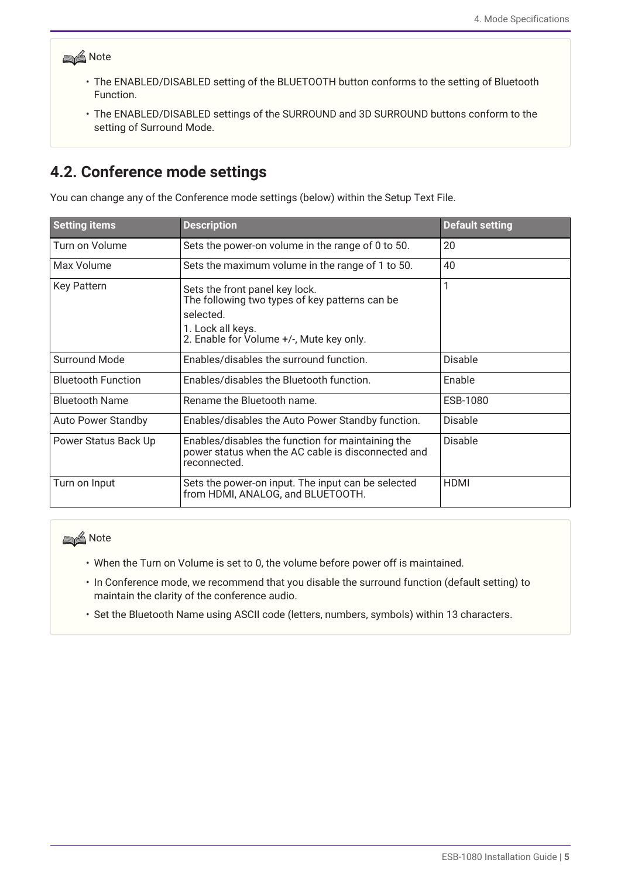> **Note**
>
> - The ENABLED/DISABLED setting of the BLUETOOTH button conforms to the setting of Bluetooth Function.
> - The ENABLED/DISABLED settings of the SURROUND and 3D SURROUND buttons conform to the setting of Surround Mode.

## 4.2. Conference mode settings

You can change any of the Conference mode settings (below) within the Setup Text File.

| Setting items | Description | Default setting |
| --- | --- | --- |
| Turn on Volume | Sets the power-on volume in the range of 0 to 50. | 20 |
| Max Volume | Sets the maximum volume in the range of 1 to 50. | 40 |
| Key Pattern | Sets the front panel key lock.<br>The following two types of key patterns can be selected.<br>1. Lock all keys.<br>2. Enable for Volume +/-, Mute key only. | 1 |
| Surround Mode | Enables/disables the surround function. | Disable |
| Bluetooth Function | Enables/disables the Bluetooth function. | Enable |
| Bluetooth Name | Rename the Bluetooth name. | ESB-1080 |
| Auto Power Standby | Enables/disables the Auto Power Standby function. | Disable |
| Power Status Back Up | Enables/disables the function for maintaining the power status when the AC cable is disconnected and reconnected. | Disable |
| Turn on Input | Sets the power-on input. The input can be selected from HDMI, ANALOG, and BLUETOOTH. | HDMI |

> **Note**
>
> - When the Turn on Volume is set to 0, the volume before power off is maintained.
> - In Conference mode, we recommend that you disable the surround function (default setting) to maintain the clarity of the conference audio.
> - Set the Bluetooth Name using ASCII code (letters, numbers, symbols) within 13 characters.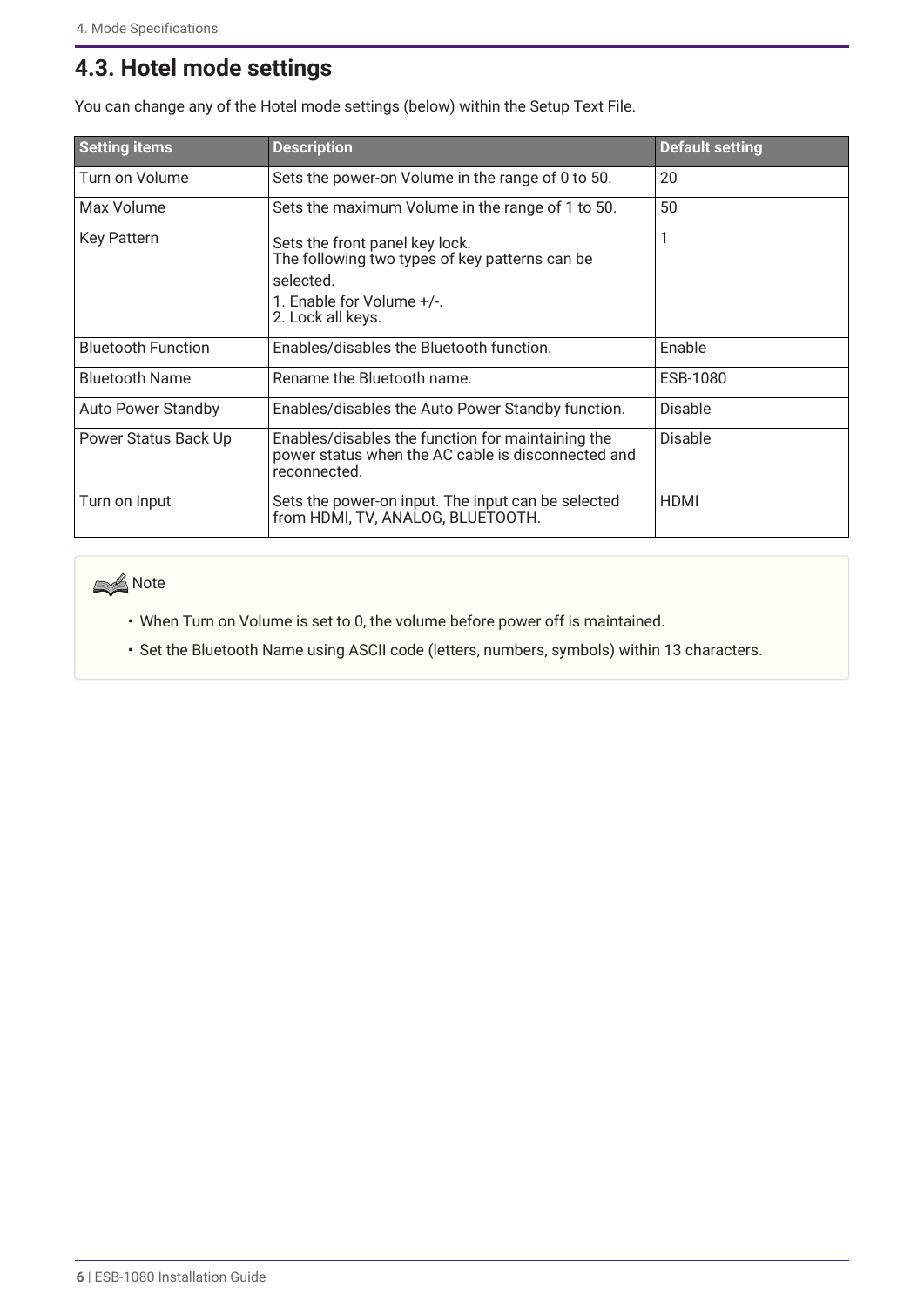## 4.3. Hotel mode settings

You can change any of the Hotel mode settings (below) within the Setup Text File.

| Setting items | Description | Default setting |
|---|---|---|
| Turn on Volume | Sets the power-on Volume in the range of 0 to 50. | 20 |
| Max Volume | Sets the maximum Volume in the range of 1 to 50. | 50 |
| Key Pattern | Sets the front panel key lock.<br>The following two types of key patterns can be selected.<br>1. Enable for Volume +/-.<br>2. Lock all keys. | 1 |
| Bluetooth Function | Enables/disables the Bluetooth function. | Enable |
| Bluetooth Name | Rename the Bluetooth name. | ESB-1080 |
| Auto Power Standby | Enables/disables the Auto Power Standby function. | Disable |
| Power Status Back Up | Enables/disables the function for maintaining the power status when the AC cable is disconnected and reconnected. | Disable |
| Turn on Input | Sets the power-on input. The input can be selected from HDMI, TV, ANALOG, BLUETOOTH. | HDMI |

**Note**

- When Turn on Volume is set to 0, the volume before power off is maintained.
- Set the Bluetooth Name using ASCII code (letters, numbers, symbols) within 13 characters.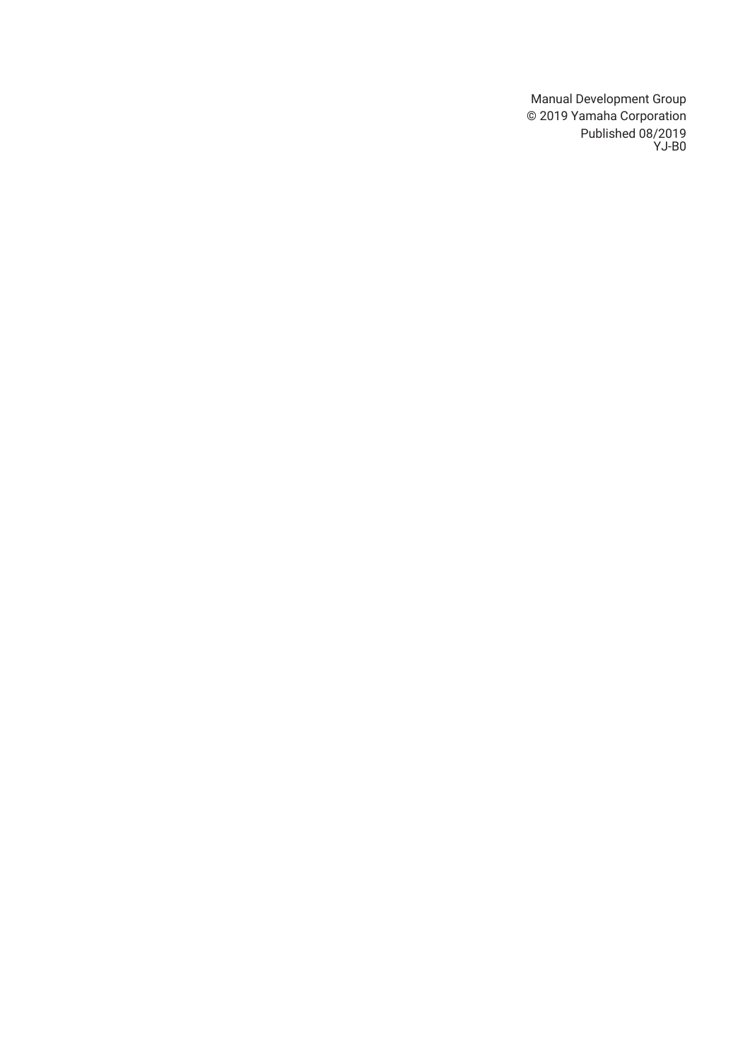Manual Development Group
© 2019 Yamaha Corporation
Published 08/2019
YJ-B0